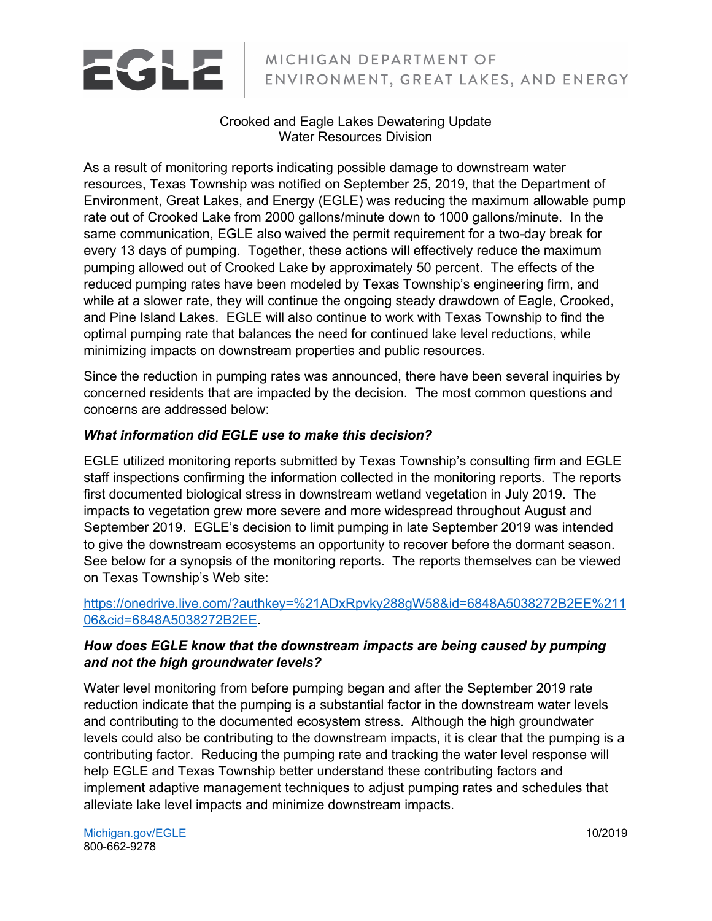# EGLE | MICHIGAN DEPARTMENT OF ENVIRONMENT, GREAT LAKES, AND ENERGY

Crooked and Eagle Lakes Dewatering Update
Water Resources Division

As a result of monitoring reports indicating possible damage to downstream water resources, Texas Township was notified on September 25, 2019, that the Department of Environment, Great Lakes, and Energy (EGLE) was reducing the maximum allowable pump rate out of Crooked Lake from 2000 gallons/minute down to 1000 gallons/minute. In the same communication, EGLE also waived the permit requirement for a two-day break for every 13 days of pumping. Together, these actions will effectively reduce the maximum pumping allowed out of Crooked Lake by approximately 50 percent. The effects of the reduced pumping rates have been modeled by Texas Township's engineering firm, and while at a slower rate, they will continue the ongoing steady drawdown of Eagle, Crooked, and Pine Island Lakes. EGLE will also continue to work with Texas Township to find the optimal pumping rate that balances the need for continued lake level reductions, while minimizing impacts on downstream properties and public resources.

Since the reduction in pumping rates was announced, there have been several inquiries by concerned residents that are impacted by the decision. The most common questions and concerns are addressed below:

### *What information did EGLE use to make this decision?*

EGLE utilized monitoring reports submitted by Texas Township's consulting firm and EGLE staff inspections confirming the information collected in the monitoring reports. The reports first documented biological stress in downstream wetland vegetation in July 2019. The impacts to vegetation grew more severe and more widespread throughout August and September 2019. EGLE's decision to limit pumping in late September 2019 was intended to give the downstream ecosystems an opportunity to recover before the dormant season. See below for a synopsis of the monitoring reports. The reports themselves can be viewed on Texas Township's Web site:

https://onedrive.live.com/?authkey=%21ADxRpvky288gW58&id=6848A5038272B2EE%21106&cid=6848A5038272B2EE.

### *How does EGLE know that the downstream impacts are being caused by pumping and not the high groundwater levels?*

Water level monitoring from before pumping began and after the September 2019 rate reduction indicate that the pumping is a substantial factor in the downstream water levels and contributing to the documented ecosystem stress. Although the high groundwater levels could also be contributing to the downstream impacts, it is clear that the pumping is a contributing factor. Reducing the pumping rate and tracking the water level response will help EGLE and Texas Township better understand these contributing factors and implement adaptive management techniques to adjust pumping rates and schedules that alleviate lake level impacts and minimize downstream impacts.

Michigan.gov/EGLE
800-662-9278

10/2019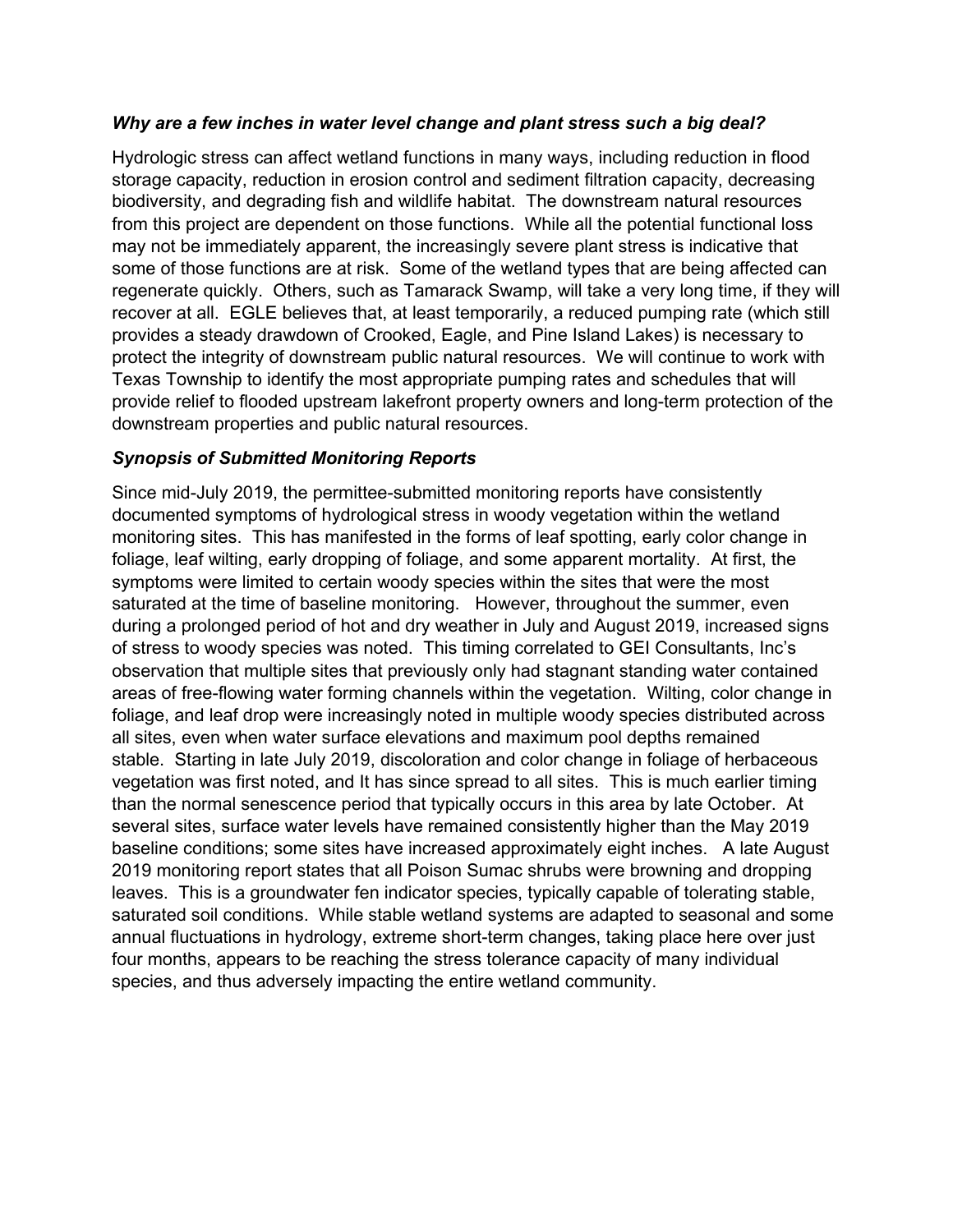### *Why are a few inches in water level change and plant stress such a big deal?*

Hydrologic stress can affect wetland functions in many ways, including reduction in flood storage capacity, reduction in erosion control and sediment filtration capacity, decreasing biodiversity, and degrading fish and wildlife habitat. The downstream natural resources from this project are dependent on those functions. While all the potential functional loss may not be immediately apparent, the increasingly severe plant stress is indicative that some of those functions are at risk. Some of the wetland types that are being affected can regenerate quickly. Others, such as Tamarack Swamp, will take a very long time, if they will recover at all. EGLE believes that, at least temporarily, a reduced pumping rate (which still provides a steady drawdown of Crooked, Eagle, and Pine Island Lakes) is necessary to protect the integrity of downstream public natural resources. We will continue to work with Texas Township to identify the most appropriate pumping rates and schedules that will provide relief to flooded upstream lakefront property owners and long-term protection of the downstream properties and public natural resources.

### *Synopsis of Submitted Monitoring Reports*

Since mid-July 2019, the permittee-submitted monitoring reports have consistently documented symptoms of hydrological stress in woody vegetation within the wetland monitoring sites. This has manifested in the forms of leaf spotting, early color change in foliage, leaf wilting, early dropping of foliage, and some apparent mortality. At first, the symptoms were limited to certain woody species within the sites that were the most saturated at the time of baseline monitoring. However, throughout the summer, even during a prolonged period of hot and dry weather in July and August 2019, increased signs of stress to woody species was noted. This timing correlated to GEI Consultants, Inc's observation that multiple sites that previously only had stagnant standing water contained areas of free-flowing water forming channels within the vegetation. Wilting, color change in foliage, and leaf drop were increasingly noted in multiple woody species distributed across all sites, even when water surface elevations and maximum pool depths remained stable. Starting in late July 2019, discoloration and color change in foliage of herbaceous vegetation was first noted, and It has since spread to all sites. This is much earlier timing than the normal senescence period that typically occurs in this area by late October. At several sites, surface water levels have remained consistently higher than the May 2019 baseline conditions; some sites have increased approximately eight inches. A late August 2019 monitoring report states that all Poison Sumac shrubs were browning and dropping leaves. This is a groundwater fen indicator species, typically capable of tolerating stable, saturated soil conditions. While stable wetland systems are adapted to seasonal and some annual fluctuations in hydrology, extreme short-term changes, taking place here over just four months, appears to be reaching the stress tolerance capacity of many individual species, and thus adversely impacting the entire wetland community.